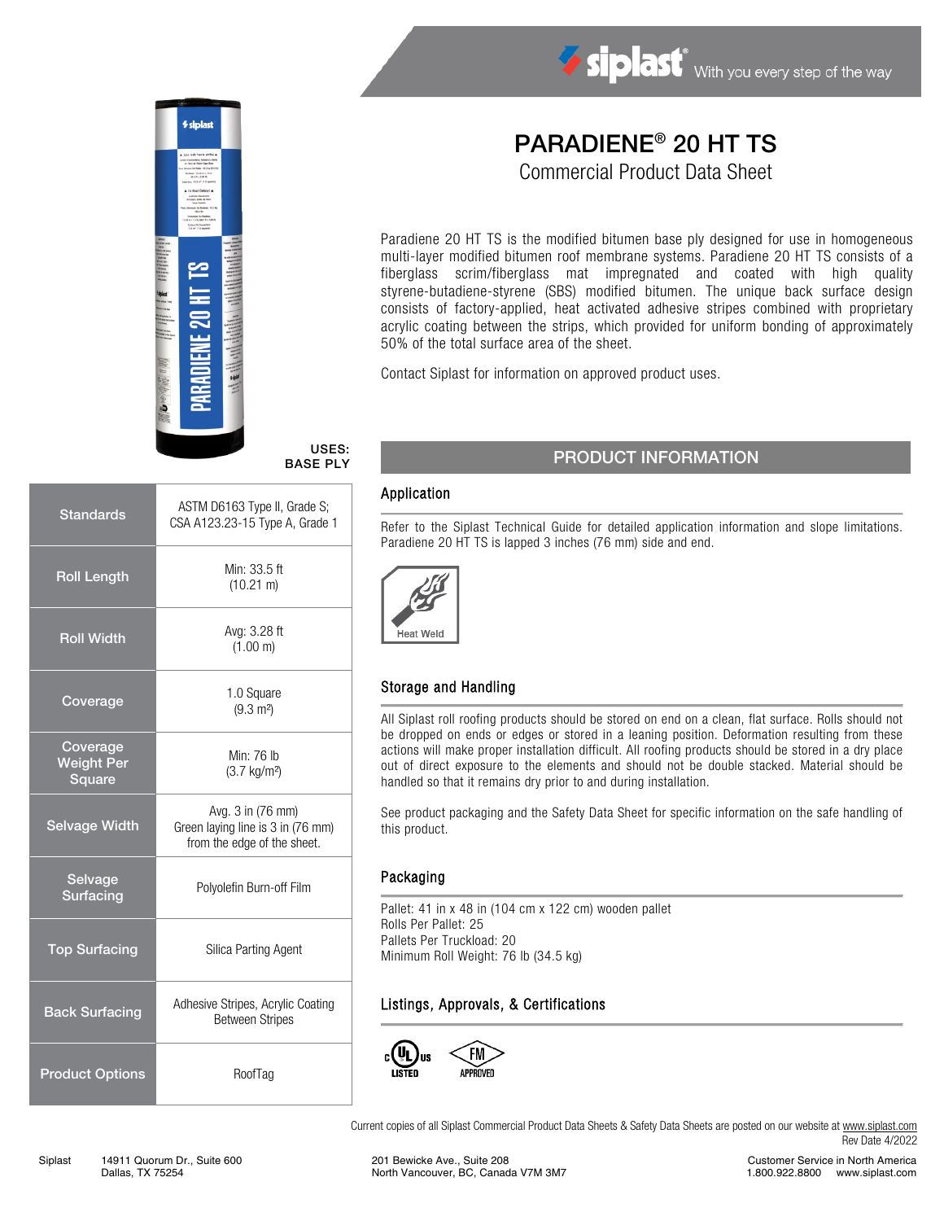siplast® With you every step of the way

# PARADIENE® 20 HT TS

Commercial Product Data Sheet

Paradiene 20 HT TS is the modified bitumen base ply designed for use in homogeneous multi-layer modified bitumen roof membrane systems. Paradiene 20 HT TS consists of a fiberglass scrim/fiberglass mat impregnated and coated with high quality styrene-butadiene-styrene (SBS) modified bitumen. The unique back surface design consists of factory-applied, heat activated adhesive stripes combined with proprietary acrylic coating between the strips, which provided for uniform bonding of approximately 50% of the total surface area of the sheet.

Contact Siplast for information on approved product uses.

**USES: BASE PLY**

| | |
|---|---|
| Standards | ASTM D6163 Type II, Grade S; CSA A123.23-15 Type A, Grade 1 |
| Roll Length | Min: 33.5 ft (10.21 m) |
| Roll Width | Avg: 3.28 ft (1.00 m) |
| Coverage | 1.0 Square ($9.3\ m^2$) |
| Coverage Weight Per Square | Min: 76 lb ($3.7\ kg/m^2$) |
| Selvage Width | Avg. 3 in (76 mm) Green laying line is 3 in (76 mm) from the edge of the sheet. |
| Selvage Surfacing | Polyolefin Burn-off Film |
| Top Surfacing | Silica Parting Agent |
| Back Surfacing | Adhesive Stripes, Acrylic Coating Between Stripes |
| Product Options | RoofTag |

## PRODUCT INFORMATION

### Application

Refer to the Siplast Technical Guide for detailed application information and slope limitations. Paradiene 20 HT TS is lapped 3 inches (76 mm) side and end.

Heat Weld

### Storage and Handling

All Siplast roll roofing products should be stored on end on a clean, flat surface. Rolls should not be dropped on ends or edges or stored in a leaning position. Deformation resulting from these actions will make proper installation difficult. All roofing products should be stored in a dry place out of direct exposure to the elements and should not be double stacked. Material should be handled so that it remains dry prior to and during installation.

See product packaging and the Safety Data Sheet for specific information on the safe handling of this product.

### Packaging

Pallet: 41 in x 48 in (104 cm x 122 cm) wooden pallet
Rolls Per Pallet: 25
Pallets Per Truckload: 20
Minimum Roll Weight: 76 lb (34.5 kg)

### Listings, Approvals, & Certifications

c UL us LISTED    FM APPROVED

Current copies of all Siplast Commercial Product Data Sheets & Safety Data Sheets are posted on our website at www.siplast.com
Rev Date 4/2022

Siplast 14911 Quorum Dr., Suite 600 Dallas, TX 75254 | 201 Bewicke Ave., Suite 208 North Vancouver, BC, Canada V7M 3M7 | Customer Service in North America 1.800.922.8800 www.siplast.com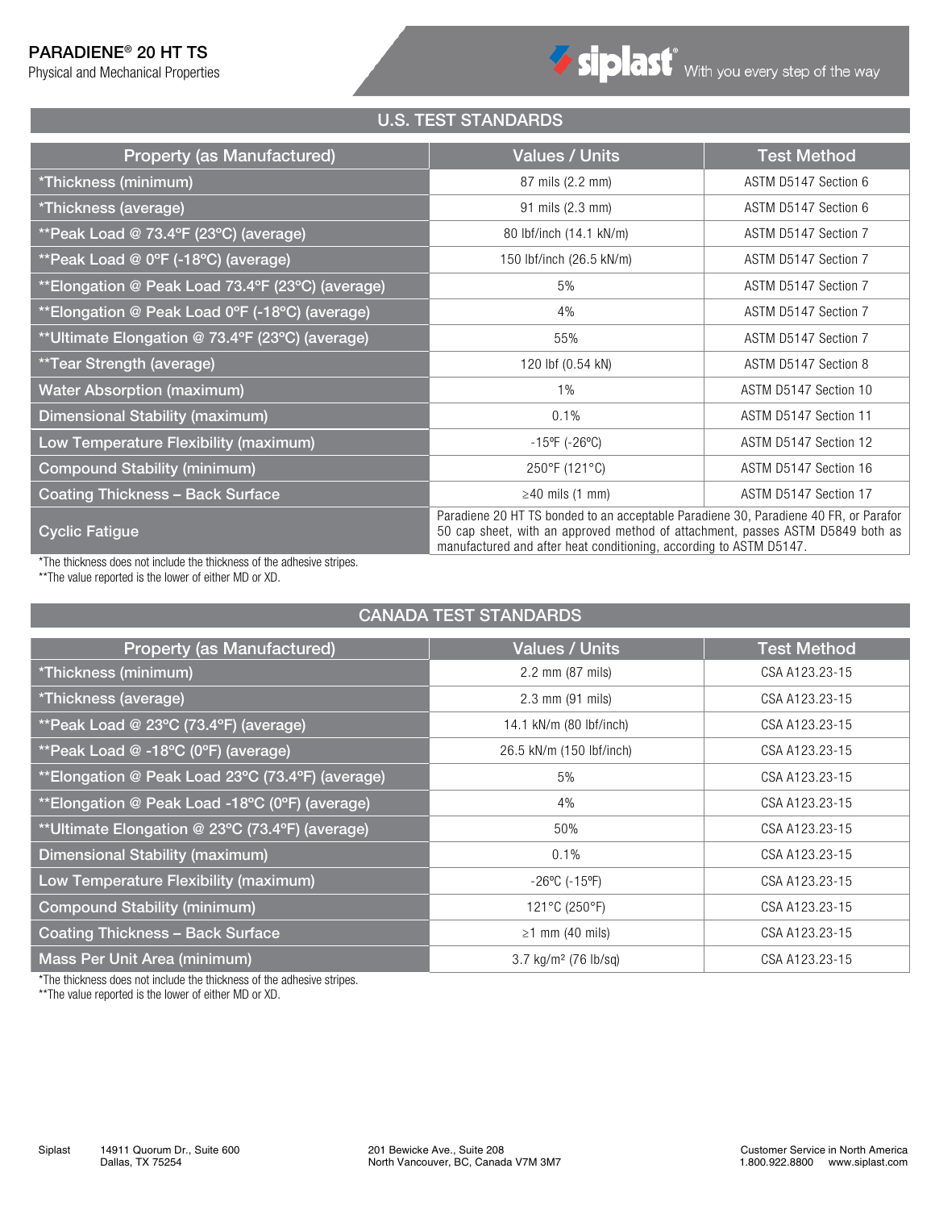# PARADIENE® 20 HT TS

Physical and Mechanical Properties

siplast® With you every step of the way

## U.S. TEST STANDARDS

| Property (as Manufactured) | Values / Units | Test Method |
|---|---|---|
| *Thickness (minimum) | 87 mils (2.2 mm) | ASTM D5147 Section 6 |
| *Thickness (average) | 91 mils (2.3 mm) | ASTM D5147 Section 6 |
| **Peak Load @ 73.4ºF (23ºC) (average) | 80 lbf/inch (14.1 kN/m) | ASTM D5147 Section 7 |
| **Peak Load @ 0ºF (-18ºC) (average) | 150 lbf/inch (26.5 kN/m) | ASTM D5147 Section 7 |
| **Elongation @ Peak Load 73.4ºF (23ºC) (average) | 5% | ASTM D5147 Section 7 |
| **Elongation @ Peak Load 0ºF (-18ºC) (average) | 4% | ASTM D5147 Section 7 |
| **Ultimate Elongation @ 73.4ºF (23ºC) (average) | 55% | ASTM D5147 Section 7 |
| **Tear Strength (average) | 120 lbf (0.54 kN) | ASTM D5147 Section 8 |
| Water Absorption (maximum) | 1% | ASTM D5147 Section 10 |
| Dimensional Stability (maximum) | 0.1% | ASTM D5147 Section 11 |
| Low Temperature Flexibility (maximum) | -15ºF (-26ºC) | ASTM D5147 Section 12 |
| Compound Stability (minimum) | 250°F (121°C) | ASTM D5147 Section 16 |
| Coating Thickness – Back Surface | ≥40 mils (1 mm) | ASTM D5147 Section 17 |
| Cyclic Fatigue | Paradiene 20 HT TS bonded to an acceptable Paradiene 30, Paradiene 40 FR, or Parafor 50 cap sheet, with an approved method of attachment, passes ASTM D5849 both as manufactured and after heat conditioning, according to ASTM D5147. | |

*The thickness does not include the thickness of the adhesive stripes.
**The value reported is the lower of either MD or XD.

## CANADA TEST STANDARDS

| Property (as Manufactured) | Values / Units | Test Method |
|---|---|---|
| *Thickness (minimum) | 2.2 mm (87 mils) | CSA A123.23-15 |
| *Thickness (average) | 2.3 mm (91 mils) | CSA A123.23-15 |
| **Peak Load @ 23ºC (73.4ºF) (average) | 14.1 kN/m (80 lbf/inch) | CSA A123.23-15 |
| **Peak Load @ -18ºC (0ºF) (average) | 26.5 kN/m (150 lbf/inch) | CSA A123.23-15 |
| **Elongation @ Peak Load 23ºC (73.4ºF) (average) | 5% | CSA A123.23-15 |
| **Elongation @ Peak Load -18ºC (0ºF) (average) | 4% | CSA A123.23-15 |
| **Ultimate Elongation @ 23ºC (73.4ºF) (average) | 50% | CSA A123.23-15 |
| Dimensional Stability (maximum) | 0.1% | CSA A123.23-15 |
| Low Temperature Flexibility (maximum) | -26ºC (-15ºF) | CSA A123.23-15 |
| Compound Stability (minimum) | 121°C (250°F) | CSA A123.23-15 |
| Coating Thickness – Back Surface | ≥1 mm (40 mils) | CSA A123.23-15 |
| Mass Per Unit Area (minimum) | 3.7 kg/m² (76 lb/sq) | CSA A123.23-15 |

*The thickness does not include the thickness of the adhesive stripes.
**The value reported is the lower of either MD or XD.

Siplast 14911 Quorum Dr., Suite 600 Dallas, TX 75254

201 Bewicke Ave., Suite 208 North Vancouver, BC, Canada V7M 3M7

Customer Service in North America 1.800.922.8800 www.siplast.com